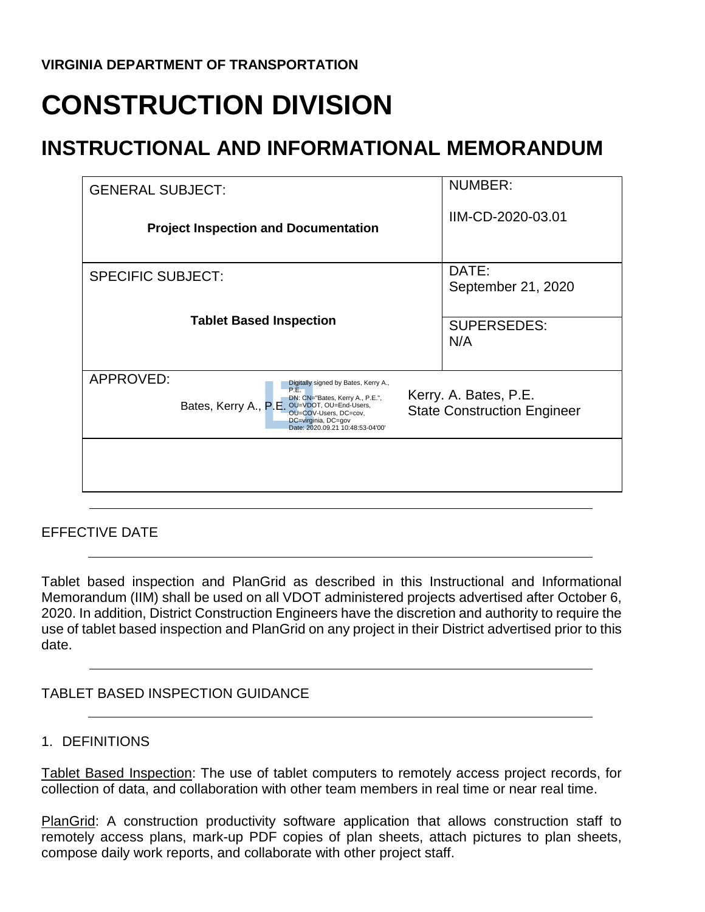**VIRGINIA DEPARTMENT OF TRANSPORTATION**

# CONSTRUCTION DIVISION

## INSTRUCTIONAL AND INFORMATIONAL MEMORANDUM

| GENERAL SUBJECT: **Project Inspection and Documentation** | NUMBER: IIM-CD-2020-03.01 |
|---|---|
| SPECIFIC SUBJECT: **Tablet Based Inspection** | DATE: September 21, 2020 |
| | SUPERSEDES: N/A |
| APPROVED: Bates, Kerry A., P.E. Digitally signed by Bates, Kerry A., P.E. DN: CN="Bates, Kerry A., P.E.", OU=VDOT, OU=End-Users, OU=COV-Users, DC=cov, DC=virginia, DC=gov Date: 2020.09.21 10:48:53-04'00' | Kerry. A. Bates, P.E. State Construction Engineer |

---

EFFECTIVE DATE

---

Tablet based inspection and PlanGrid as described in this Instructional and Informational Memorandum (IIM) shall be used on all VDOT administered projects advertised after October 6, 2020. In addition, District Construction Engineers have the discretion and authority to require the use of tablet based inspection and PlanGrid on any project in their District advertised prior to this date.

---

TABLET BASED INSPECTION GUIDANCE

---

1. DEFINITIONS

Tablet Based Inspection: The use of tablet computers to remotely access project records, for collection of data, and collaboration with other team members in real time or near real time.

PlanGrid: A construction productivity software application that allows construction staff to remotely access plans, mark-up PDF copies of plan sheets, attach pictures to plan sheets, compose daily work reports, and collaborate with other project staff.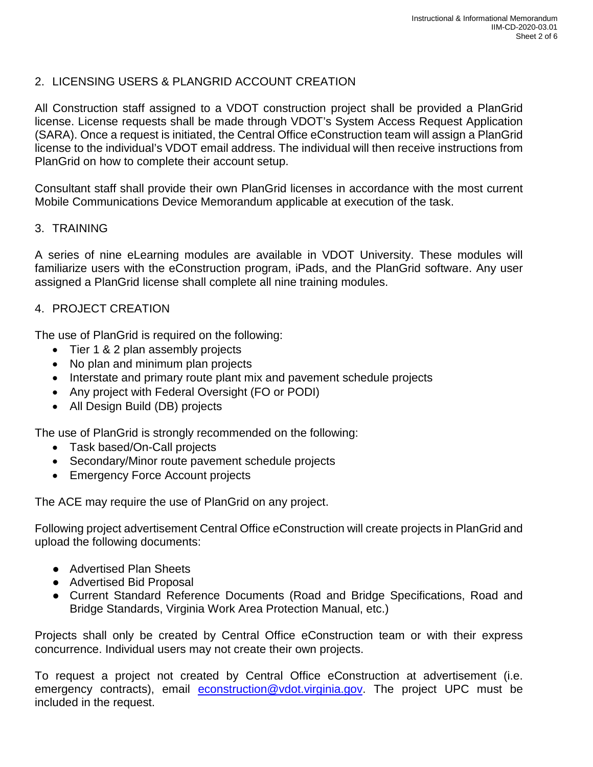## 2. LICENSING USERS & PLANGRID ACCOUNT CREATION

All Construction staff assigned to a VDOT construction project shall be provided a PlanGrid license. License requests shall be made through VDOT's System Access Request Application (SARA). Once a request is initiated, the Central Office eConstruction team will assign a PlanGrid license to the individual's VDOT email address. The individual will then receive instructions from PlanGrid on how to complete their account setup.

Consultant staff shall provide their own PlanGrid licenses in accordance with the most current Mobile Communications Device Memorandum applicable at execution of the task.

## 3. TRAINING

A series of nine eLearning modules are available in VDOT University. These modules will familiarize users with the eConstruction program, iPads, and the PlanGrid software. Any user assigned a PlanGrid license shall complete all nine training modules.

## 4. PROJECT CREATION

The use of PlanGrid is required on the following:

- Tier 1 & 2 plan assembly projects
- No plan and minimum plan projects
- Interstate and primary route plant mix and pavement schedule projects
- Any project with Federal Oversight (FO or PODI)
- All Design Build (DB) projects

The use of PlanGrid is strongly recommended on the following:

- Task based/On-Call projects
- Secondary/Minor route pavement schedule projects
- Emergency Force Account projects

The ACE may require the use of PlanGrid on any project.

Following project advertisement Central Office eConstruction will create projects in PlanGrid and upload the following documents:

- Advertised Plan Sheets
- Advertised Bid Proposal
- Current Standard Reference Documents (Road and Bridge Specifications, Road and Bridge Standards, Virginia Work Area Protection Manual, etc.)

Projects shall only be created by Central Office eConstruction team or with their express concurrence. Individual users may not create their own projects.

To request a project not created by Central Office eConstruction at advertisement (i.e. emergency contracts), email [econstruction@vdot.virginia.gov](mailto:econstruction@vdot.virginia.gov). The project UPC must be included in the request.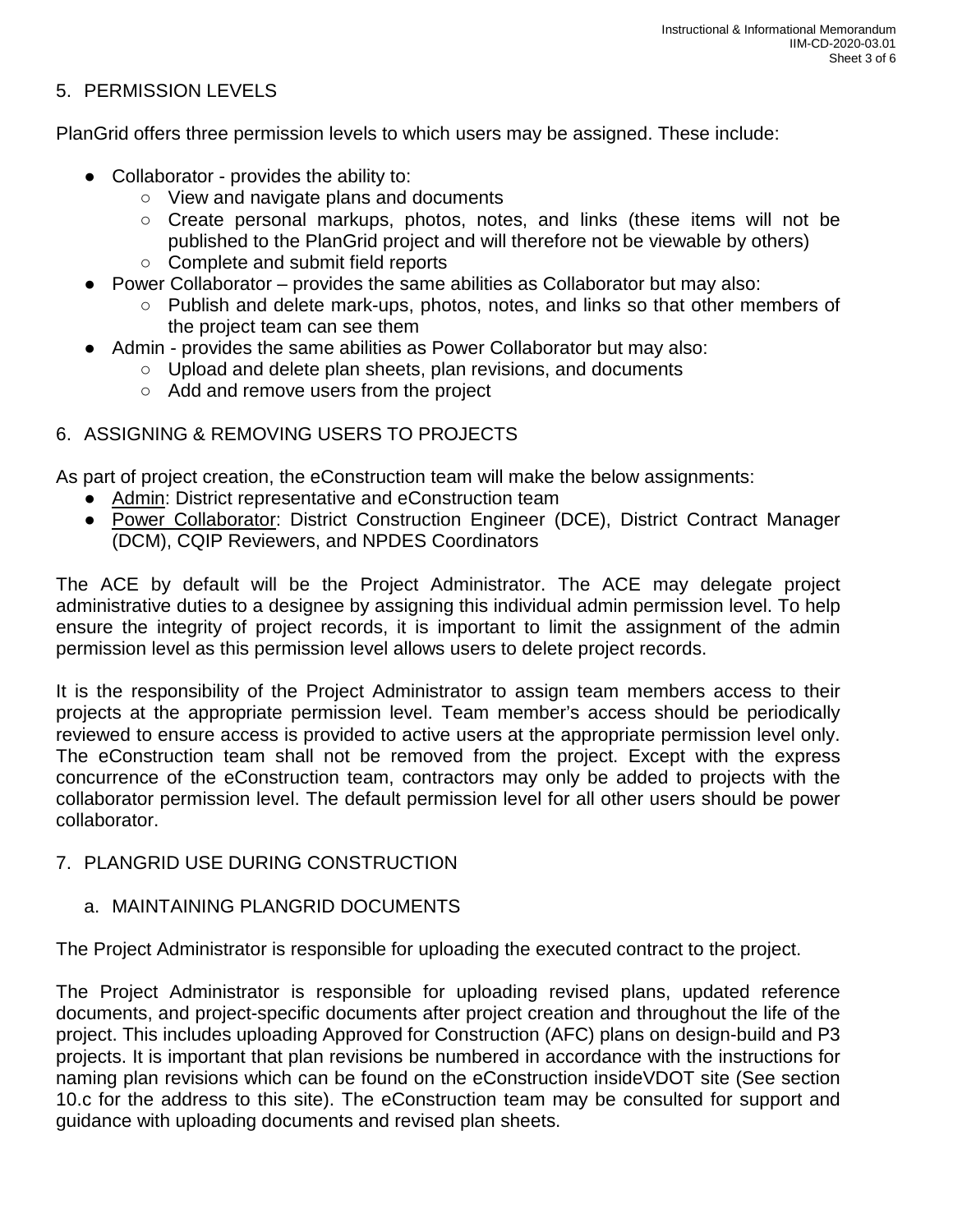## 5. PERMISSION LEVELS

PlanGrid offers three permission levels to which users may be assigned. These include:

- Collaborator - provides the ability to:
  - View and navigate plans and documents
  - Create personal markups, photos, notes, and links (these items will not be published to the PlanGrid project and will therefore not be viewable by others)
  - Complete and submit field reports
- Power Collaborator – provides the same abilities as Collaborator but may also:
  - Publish and delete mark-ups, photos, notes, and links so that other members of the project team can see them
- Admin - provides the same abilities as Power Collaborator but may also:
  - Upload and delete plan sheets, plan revisions, and documents
  - Add and remove users from the project

## 6. ASSIGNING & REMOVING USERS TO PROJECTS

As part of project creation, the eConstruction team will make the below assignments:

- <u>Admin</u>: District representative and eConstruction team
- <u>Power Collaborator</u>: District Construction Engineer (DCE), District Contract Manager (DCM), CQIP Reviewers, and NPDES Coordinators

The ACE by default will be the Project Administrator. The ACE may delegate project administrative duties to a designee by assigning this individual admin permission level. To help ensure the integrity of project records, it is important to limit the assignment of the admin permission level as this permission level allows users to delete project records.

It is the responsibility of the Project Administrator to assign team members access to their projects at the appropriate permission level. Team member's access should be periodically reviewed to ensure access is provided to active users at the appropriate permission level only. The eConstruction team shall not be removed from the project. Except with the express concurrence of the eConstruction team, contractors may only be added to projects with the collaborator permission level. The default permission level for all other users should be power collaborator.

## 7. PLANGRID USE DURING CONSTRUCTION

### a. MAINTAINING PLANGRID DOCUMENTS

The Project Administrator is responsible for uploading the executed contract to the project.

The Project Administrator is responsible for uploading revised plans, updated reference documents, and project-specific documents after project creation and throughout the life of the project. This includes uploading Approved for Construction (AFC) plans on design-build and P3 projects. It is important that plan revisions be numbered in accordance with the instructions for naming plan revisions which can be found on the eConstruction insideVDOT site (See section 10.c for the address to this site). The eConstruction team may be consulted for support and guidance with uploading documents and revised plan sheets.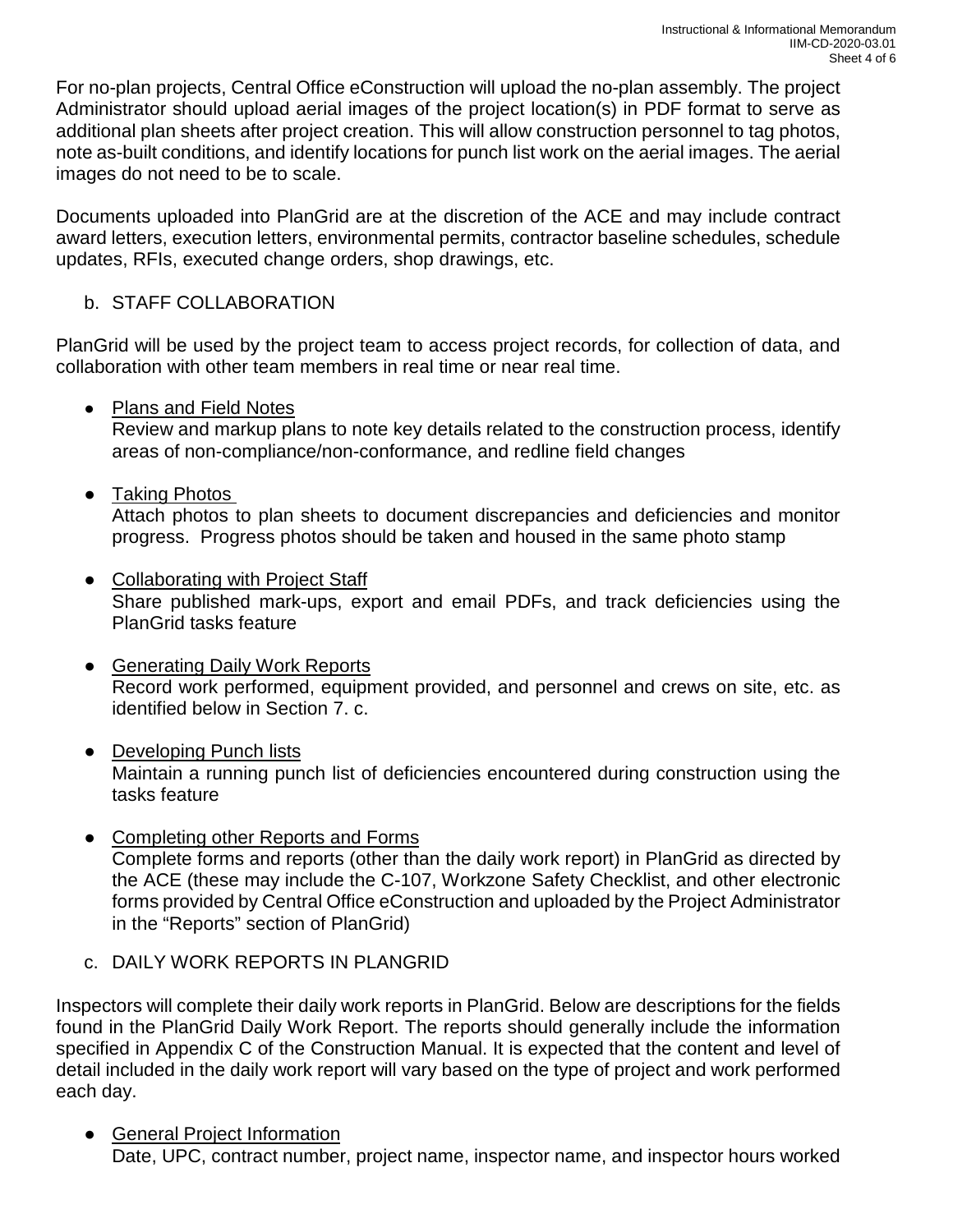For no-plan projects, Central Office eConstruction will upload the no-plan assembly. The project Administrator should upload aerial images of the project location(s) in PDF format to serve as additional plan sheets after project creation. This will allow construction personnel to tag photos, note as-built conditions, and identify locations for punch list work on the aerial images. The aerial images do not need to be to scale.

Documents uploaded into PlanGrid are at the discretion of the ACE and may include contract award letters, execution letters, environmental permits, contractor baseline schedules, schedule updates, RFIs, executed change orders, shop drawings, etc.

b. STAFF COLLABORATION

PlanGrid will be used by the project team to access project records, for collection of data, and collaboration with other team members in real time or near real time.

- Plans and Field Notes
  Review and markup plans to note key details related to the construction process, identify areas of non-compliance/non-conformance, and redline field changes

- Taking Photos
  Attach photos to plan sheets to document discrepancies and deficiencies and monitor progress. Progress photos should be taken and housed in the same photo stamp

- Collaborating with Project Staff
  Share published mark-ups, export and email PDFs, and track deficiencies using the PlanGrid tasks feature

- Generating Daily Work Reports
  Record work performed, equipment provided, and personnel and crews on site, etc. as identified below in Section 7. c.

- Developing Punch lists
  Maintain a running punch list of deficiencies encountered during construction using the tasks feature

- Completing other Reports and Forms
  Complete forms and reports (other than the daily work report) in PlanGrid as directed by the ACE (these may include the C-107, Workzone Safety Checklist, and other electronic forms provided by Central Office eConstruction and uploaded by the Project Administrator in the "Reports" section of PlanGrid)

c. DAILY WORK REPORTS IN PLANGRID

Inspectors will complete their daily work reports in PlanGrid. Below are descriptions for the fields found in the PlanGrid Daily Work Report. The reports should generally include the information specified in Appendix C of the Construction Manual. It is expected that the content and level of detail included in the daily work report will vary based on the type of project and work performed each day.

- General Project Information
  Date, UPC, contract number, project name, inspector name, and inspector hours worked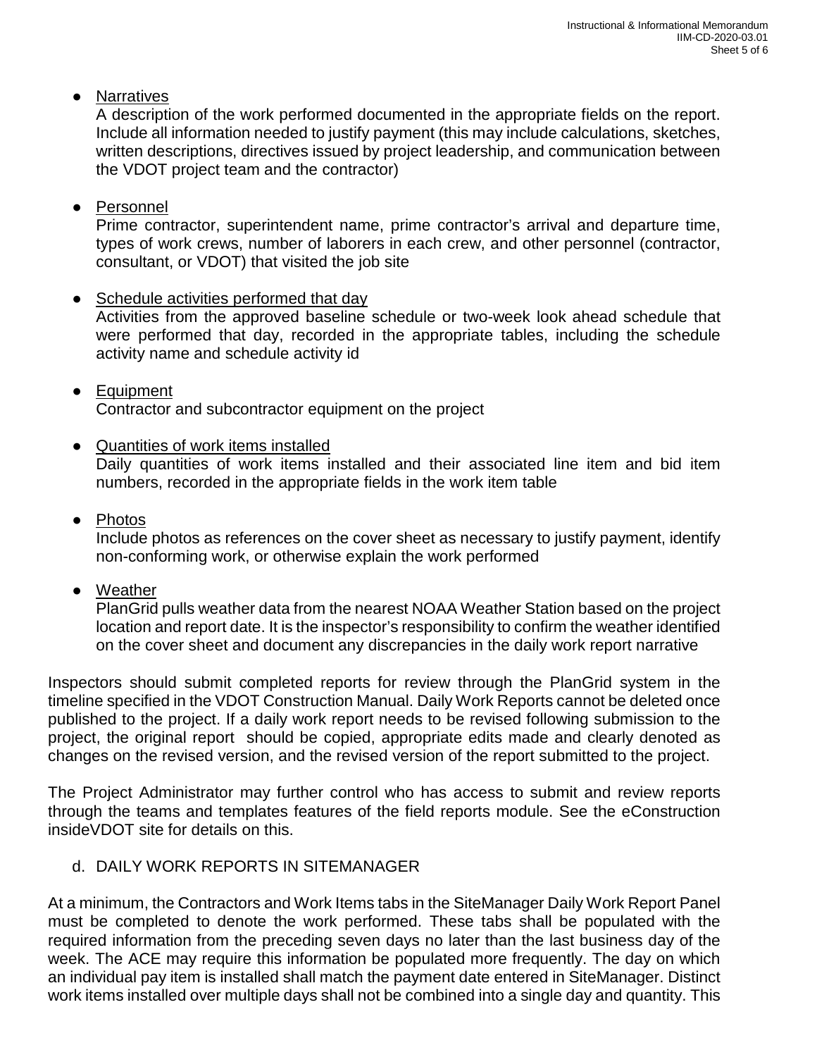- <u>Narratives</u>
  A description of the work performed documented in the appropriate fields on the report. Include all information needed to justify payment (this may include calculations, sketches, written descriptions, directives issued by project leadership, and communication between the VDOT project team and the contractor)

- <u>Personnel</u>
  Prime contractor, superintendent name, prime contractor's arrival and departure time, types of work crews, number of laborers in each crew, and other personnel (contractor, consultant, or VDOT) that visited the job site

- <u>Schedule activities performed that day</u>
  Activities from the approved baseline schedule or two-week look ahead schedule that were performed that day, recorded in the appropriate tables, including the schedule activity name and schedule activity id

- <u>Equipment</u>
  Contractor and subcontractor equipment on the project

- <u>Quantities of work items installed</u>
  Daily quantities of work items installed and their associated line item and bid item numbers, recorded in the appropriate fields in the work item table

- <u>Photos</u>
  Include photos as references on the cover sheet as necessary to justify payment, identify non-conforming work, or otherwise explain the work performed

- <u>Weather</u>
  PlanGrid pulls weather data from the nearest NOAA Weather Station based on the project location and report date. It is the inspector's responsibility to confirm the weather identified on the cover sheet and document any discrepancies in the daily work report narrative

Inspectors should submit completed reports for review through the PlanGrid system in the timeline specified in the VDOT Construction Manual. Daily Work Reports cannot be deleted once published to the project. If a daily work report needs to be revised following submission to the project, the original report should be copied, appropriate edits made and clearly denoted as changes on the revised version, and the revised version of the report submitted to the project.

The Project Administrator may further control who has access to submit and review reports through the teams and templates features of the field reports module. See the eConstruction insideVDOT site for details on this.

d. DAILY WORK REPORTS IN SITEMANAGER

At a minimum, the Contractors and Work Items tabs in the SiteManager Daily Work Report Panel must be completed to denote the work performed. These tabs shall be populated with the required information from the preceding seven days no later than the last business day of the week. The ACE may require this information be populated more frequently. The day on which an individual pay item is installed shall match the payment date entered in SiteManager. Distinct work items installed over multiple days shall not be combined into a single day and quantity. This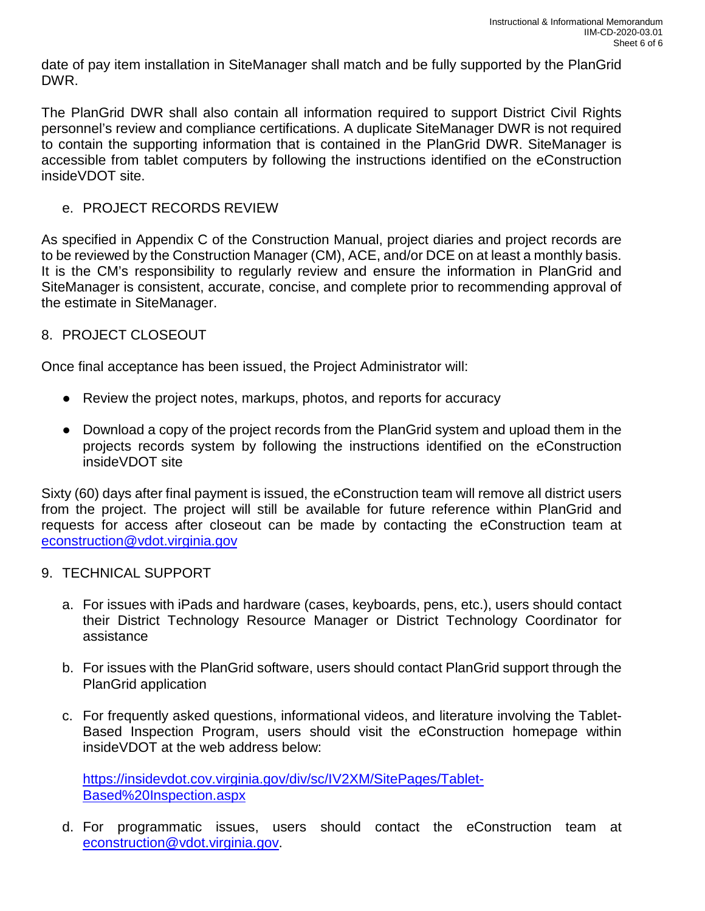date of pay item installation in SiteManager shall match and be fully supported by the PlanGrid DWR.

The PlanGrid DWR shall also contain all information required to support District Civil Rights personnel's review and compliance certifications. A duplicate SiteManager DWR is not required to contain the supporting information that is contained in the PlanGrid DWR. SiteManager is accessible from tablet computers by following the instructions identified on the eConstruction insideVDOT site.

e. PROJECT RECORDS REVIEW

As specified in Appendix C of the Construction Manual, project diaries and project records are to be reviewed by the Construction Manager (CM), ACE, and/or DCE on at least a monthly basis. It is the CM's responsibility to regularly review and ensure the information in PlanGrid and SiteManager is consistent, accurate, concise, and complete prior to recommending approval of the estimate in SiteManager.

## 8. PROJECT CLOSEOUT

Once final acceptance has been issued, the Project Administrator will:

- Review the project notes, markups, photos, and reports for accuracy
- Download a copy of the project records from the PlanGrid system and upload them in the projects records system by following the instructions identified on the eConstruction insideVDOT site

Sixty (60) days after final payment is issued, the eConstruction team will remove all district users from the project. The project will still be available for future reference within PlanGrid and requests for access after closeout can be made by contacting the eConstruction team at [econstruction@vdot.virginia.gov](mailto:econstruction@vdot.virginia.gov)

## 9. TECHNICAL SUPPORT

a. For issues with iPads and hardware (cases, keyboards, pens, etc.), users should contact their District Technology Resource Manager or District Technology Coordinator for assistance

b. For issues with the PlanGrid software, users should contact PlanGrid support through the PlanGrid application

c. For frequently asked questions, informational videos, and literature involving the Tablet-Based Inspection Program, users should visit the eConstruction homepage within insideVDOT at the web address below:

[https://insidevdot.cov.virginia.gov/div/sc/IV2XM/SitePages/Tablet-Based%20Inspection.aspx](https://insidevdot.cov.virginia.gov/div/sc/IV2XM/SitePages/Tablet-Based%20Inspection.aspx)

d. For programmatic issues, users should contact the eConstruction team at [econstruction@vdot.virginia.gov](mailto:econstruction@vdot.virginia.gov).